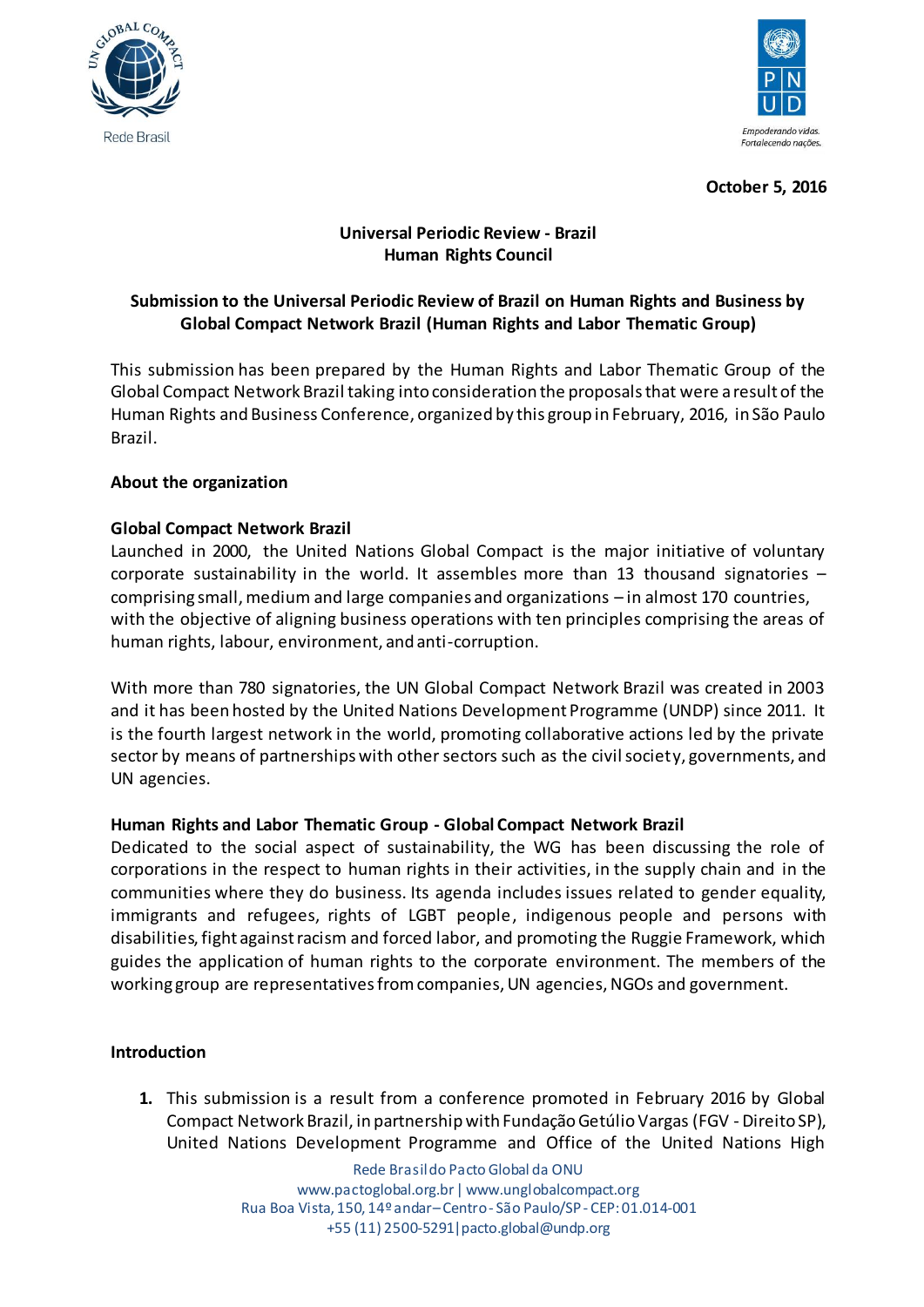October 5, 2016

**Universal Periodic Review - Brazil**
**Human Rights Council**

## Submission to the Universal Periodic Review of Brazil on Human Rights and Business by Global Compact Network Brazil (Human Rights and Labor Thematic Group)

This submission has been prepared by the Human Rights and Labor Thematic Group of the Global Compact Network Brazil taking into consideration the proposals that were a result of the Human Rights and Business Conference, organized by this group in February, 2016, in São Paulo Brazil.

### About the organization

#### Global Compact Network Brazil

Launched in 2000, the United Nations Global Compact is the major initiative of voluntary corporate sustainability in the world. It assembles more than 13 thousand signatories – comprising small, medium and large companies and organizations – in almost 170 countries, with the objective of aligning business operations with ten principles comprising the areas of human rights, labour, environment, and anti-corruption.

With more than 780 signatories, the UN Global Compact Network Brazil was created in 2003 and it has been hosted by the United Nations Development Programme (UNDP) since 2011. It is the fourth largest network in the world, promoting collaborative actions led by the private sector by means of partnerships with other sectors such as the civil society, governments, and UN agencies.

#### Human Rights and Labor Thematic Group - Global Compact Network Brazil

Dedicated to the social aspect of sustainability, the WG has been discussing the role of corporations in the respect to human rights in their activities, in the supply chain and in the communities where they do business. Its agenda includes issues related to gender equality, immigrants and refugees, rights of LGBT people, indigenous people and persons with disabilities, fight against racism and forced labor, and promoting the Ruggie Framework, which guides the application of human rights to the corporate environment. The members of the working group are representatives from companies, UN agencies, NGOs and government.

### Introduction

1. This submission is a result from a conference promoted in February 2016 by Global Compact Network Brazil, in partnership with Fundação Getúlio Vargas (FGV - Direito SP), United Nations Development Programme and Office of the United Nations High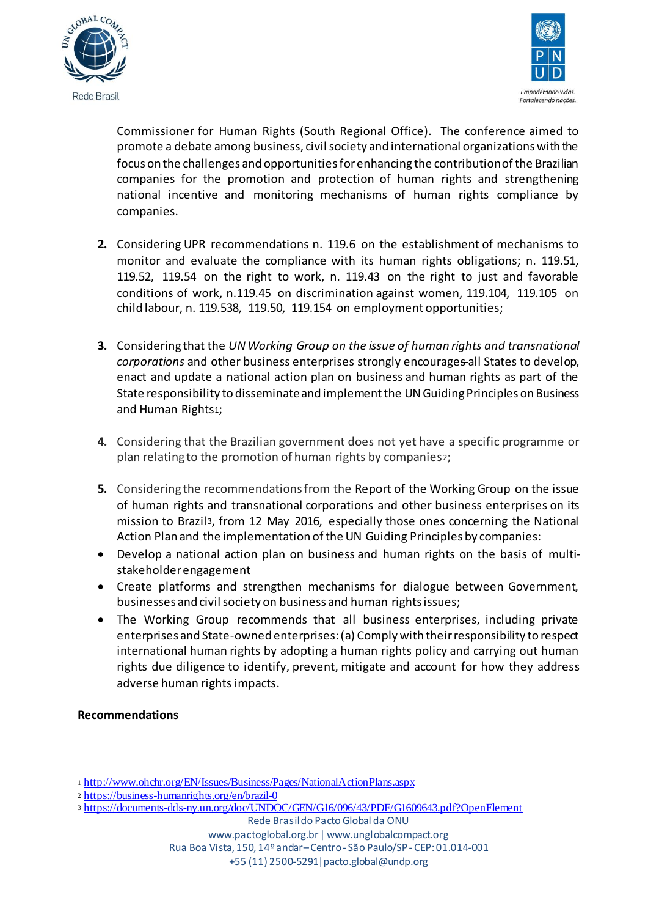Commissioner for Human Rights (South Regional Office). The conference aimed to promote a debate among business, civil society and international organizations with the focus on the challenges and opportunities for enhancing the contribution of the Brazilian companies for the promotion and protection of human rights and strengthening national incentive and monitoring mechanisms of human rights compliance by companies.

2. Considering UPR recommendations n. 119.6 on the establishment of mechanisms to monitor and evaluate the compliance with its human rights obligations; n. 119.51, 119.52, 119.54 on the right to work, n. 119.43 on the right to just and favorable conditions of work, n.119.45 on discrimination against women, 119.104, 119.105 on child labour, n. 119.538, 119.50, 119.154 on employment opportunities;

3. Considering that the *UN Working Group on the issue of human rights and transnational corporations* and other business enterprises strongly encourages ~~s~~ all States to develop, enact and update a national action plan on business and human rights as part of the State responsibility to disseminate and implement the UN Guiding Principles on Business and Human Rights[1];

4. Considering that the Brazilian government does not yet have a specific programme or plan relating to the promotion of human rights by companies[2];

5. Considering the recommendations from the Report of the Working Group on the issue of human rights and transnational corporations and other business enterprises on its mission to Brazil[3], from 12 May 2016, especially those ones concerning the National Action Plan and the implementation of the UN Guiding Principles by companies:

- Develop a national action plan on business and human rights on the basis of multi-stakeholder engagement
- Create platforms and strengthen mechanisms for dialogue between Government, businesses and civil society on business and human rights issues;
- The Working Group recommends that all business enterprises, including private enterprises and State-owned enterprises: (a) Comply with their responsibility to respect international human rights by adopting a human rights policy and carrying out human rights due diligence to identify, prevent, mitigate and account for how they address adverse human rights impacts.

**Recommendations**

---

[1] http://www.ohchr.org/EN/Issues/Business/Pages/NationalActionPlans.aspx

[2] https://business-humanrights.org/en/brazil-0

[3] https://documents-dds-ny.un.org/doc/UNDOC/GEN/G16/096/43/PDF/G1609643.pdf?OpenElement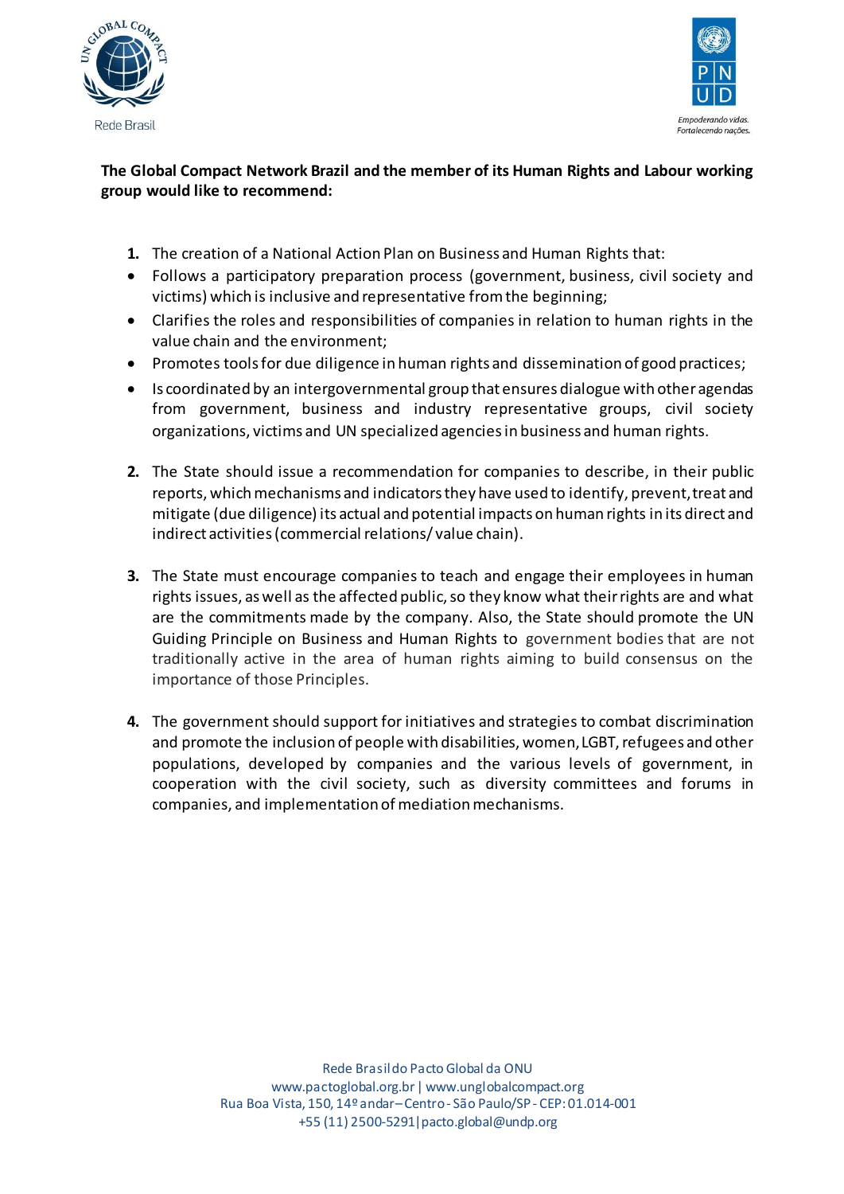**The Global Compact Network Brazil and the member of its Human Rights and Labour working group would like to recommend:**

1. The creation of a National Action Plan on Business and Human Rights that:
   - Follows a participatory preparation process (government, business, civil society and victims) which is inclusive and representative from the beginning;
   - Clarifies the roles and responsibilities of companies in relation to human rights in the value chain and the environment;
   - Promotes tools for due diligence in human rights and dissemination of good practices;
   - Is coordinated by an intergovernmental group that ensures dialogue with other agendas from government, business and industry representative groups, civil society organizations, victims and UN specialized agencies in business and human rights.

2. The State should issue a recommendation for companies to describe, in their public reports, which mechanisms and indicators they have used to identify, prevent, treat and mitigate (due diligence) its actual and potential impacts on human rights in its direct and indirect activities (commercial relations/ value chain).

3. The State must encourage companies to teach and engage their employees in human rights issues, as well as the affected public, so they know what their rights are and what are the commitments made by the company. Also, the State should promote the UN Guiding Principle on Business and Human Rights to government bodies that are not traditionally active in the area of human rights aiming to build consensus on the importance of those Principles.

4. The government should support for initiatives and strategies to combat discrimination and promote the inclusion of people with disabilities, women, LGBT, refugees and other populations, developed by companies and the various levels of government, in cooperation with the civil society, such as diversity committees and forums in companies, and implementation of mediation mechanisms.

Rede Brasil do Pacto Global da ONU
www.pactoglobal.org.br | www.unglobalcompact.org
Rua Boa Vista, 150, 14º andar – Centro - São Paulo/SP - CEP: 01.014-001
+55 (11) 2500-5291 | pacto.global@undp.org